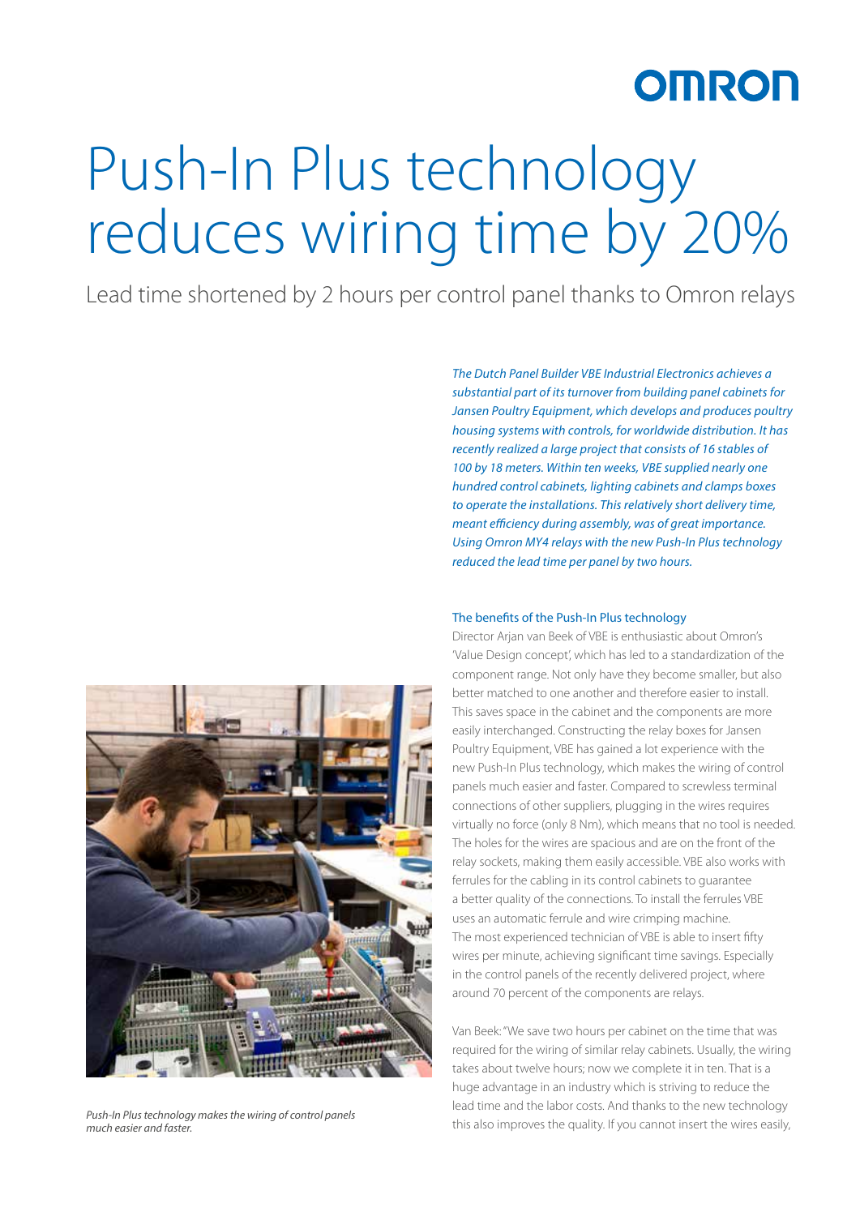# Push-In Plus technology reduces wiring time by 20%

Lead time shortened by 2 hours per control panel thanks to Omron relays

*The Dutch Panel Builder VBE Industrial Electronics achieves a substantial part of its turnover from building panel cabinets for Jansen Poultry Equipment, which develops and produces poultry housing systems with controls, for worldwide distribution. It has recently realized a large project that consists of 16 stables of 100 by 18 meters. Within ten weeks, VBE supplied nearly one hundred control cabinets, lighting cabinets and clamps boxes to operate the installations. This relatively short delivery time, meant efficiency during assembly, was of great importance. Using Omron MY4 relays with the new Push-In Plus technology reduced the lead time per panel by two hours.*

*Push-In Plus technology makes the wiring of control panels much easier and faster.*

## The benefits of the Push-In Plus technology

Director Arjan van Beek of VBE is enthusiastic about Omron's 'Value Design concept', which has led to a standardization of the component range. Not only have they become smaller, but also better matched to one another and therefore easier to install. This saves space in the cabinet and the components are more easily interchanged. Constructing the relay boxes for Jansen Poultry Equipment, VBE has gained a lot experience with the new Push-In Plus technology, which makes the wiring of control panels much easier and faster. Compared to screwless terminal connections of other suppliers, plugging in the wires requires virtually no force (only 8 Nm), which means that no tool is needed. The holes for the wires are spacious and are on the front of the relay sockets, making them easily accessible. VBE also works with ferrules for the cabling in its control cabinets to guarantee a better quality of the connections. To install the ferrules VBE uses an automatic ferrule and wire crimping machine. The most experienced technician of VBE is able to insert fifty wires per minute, achieving significant time savings. Especially in the control panels of the recently delivered project, where around 70 percent of the components are relays.

Van Beek: "We save two hours per cabinet on the time that was required for the wiring of similar relay cabinets. Usually, the wiring takes about twelve hours; now we complete it in ten. That is a huge advantage in an industry which is striving to reduce the lead time and the labor costs. And thanks to the new technology this also improves the quality. If you cannot insert the wires easily,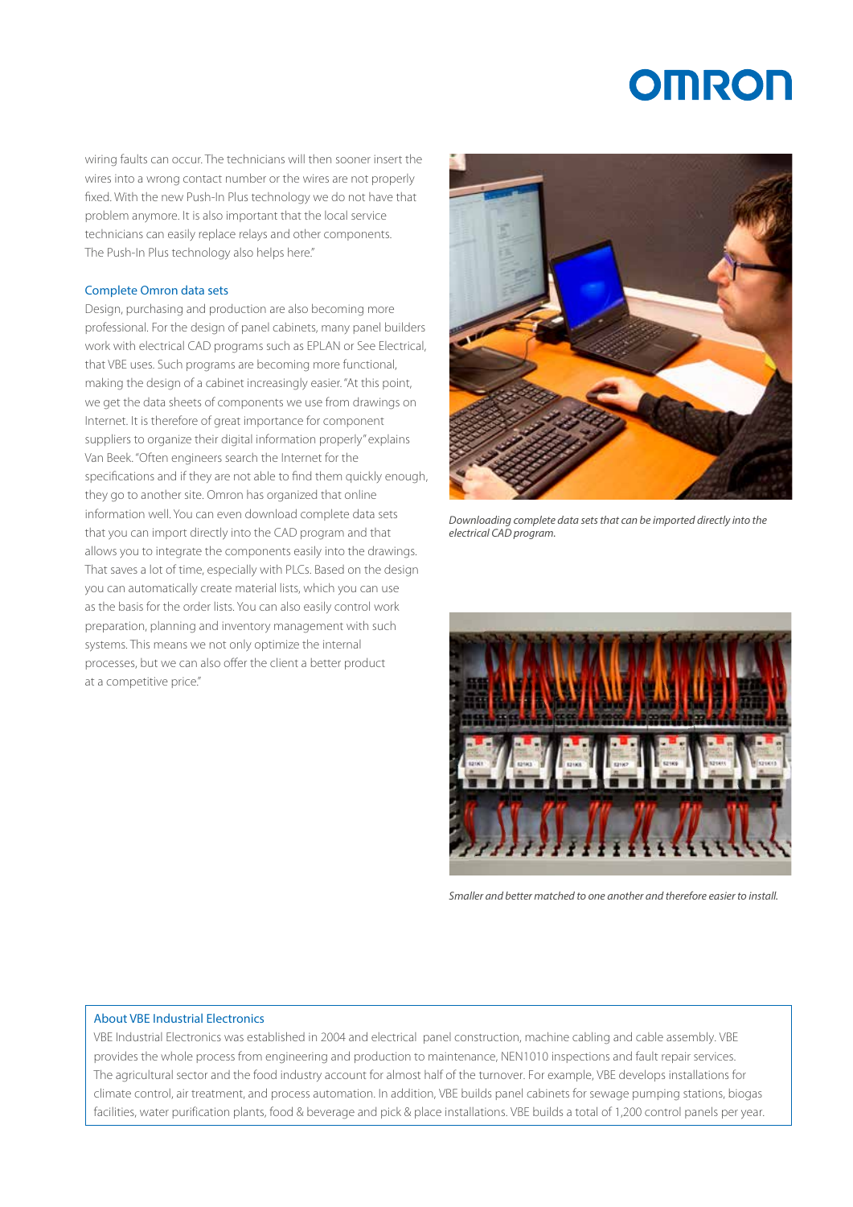wiring faults can occur. The technicians will then sooner insert the wires into a wrong contact number or the wires are not properly fixed. With the new Push-In Plus technology we do not have that problem anymore. It is also important that the local service technicians can easily replace relays and other components. The Push-In Plus technology also helps here."

### Complete Omron data sets

Design, purchasing and production are also becoming more professional. For the design of panel cabinets, many panel builders work with electrical CAD programs such as EPLAN or See Electrical, that VBE uses. Such programs are becoming more functional, making the design of a cabinet increasingly easier. "At this point, we get the data sheets of components we use from drawings on Internet. It is therefore of great importance for component suppliers to organize their digital information properly" explains Van Beek. "Often engineers search the Internet for the specifications and if they are not able to find them quickly enough, they go to another site. Omron has organized that online information well. You can even download complete data sets that you can import directly into the CAD program and that allows you to integrate the components easily into the drawings. That saves a lot of time, especially with PLCs. Based on the design you can automatically create material lists, which you can use as the basis for the order lists. You can also easily control work preparation, planning and inventory management with such systems. This means we not only optimize the internal processes, but we can also offer the client a better product at a competitive price."

*Downloading complete data sets that can be imported directly into the electrical CAD program.*

*Smaller and better matched to one another and therefore easier to install.*

### About VBE Industrial Electronics

VBE Industrial Electronics was established in 2004 and electrical panel construction, machine cabling and cable assembly. VBE provides the whole process from engineering and production to maintenance, NEN1010 inspections and fault repair services. The agricultural sector and the food industry account for almost half of the turnover. For example, VBE develops installations for climate control, air treatment, and process automation. In addition, VBE builds panel cabinets for sewage pumping stations, biogas facilities, water purification plants, food & beverage and pick & place installations. VBE builds a total of 1,200 control panels per year.